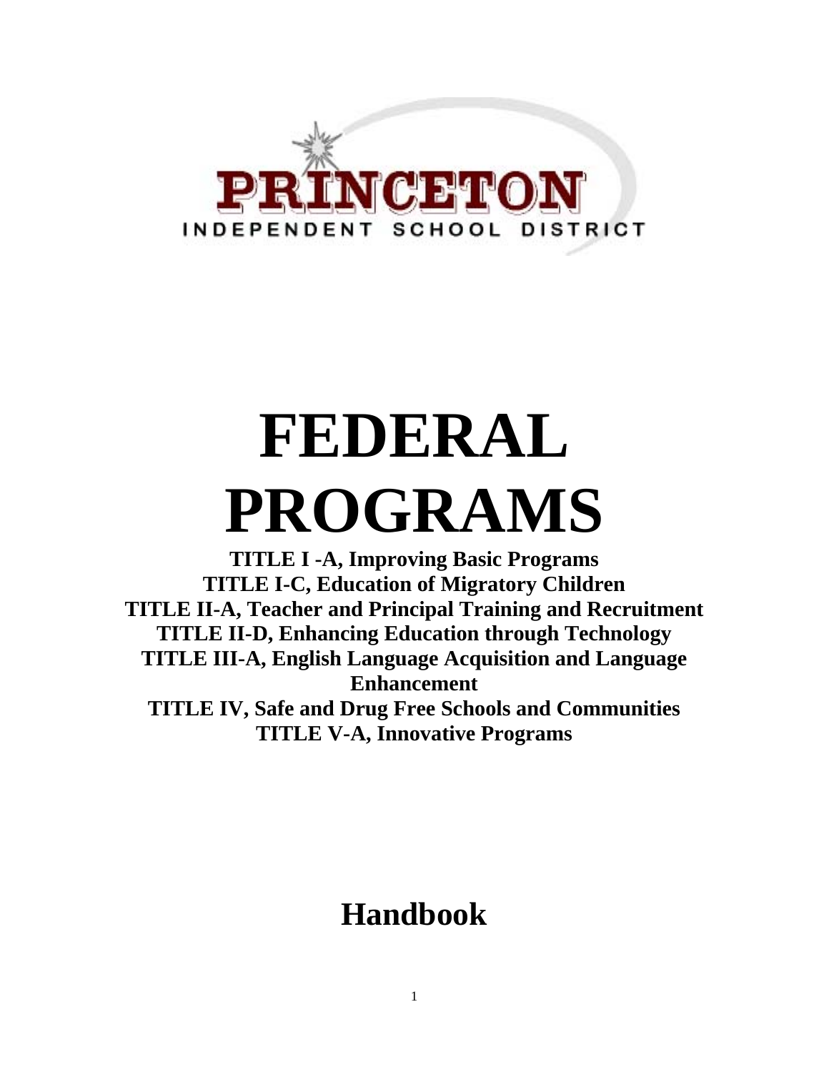PRINCETON

INDEPENDENT SCHOOL DISTRICT

# FEDERAL PROGRAMS

**TITLE I -A, Improving Basic Programs**
**TITLE I-C, Education of Migratory Children**
**TITLE II-A, Teacher and Principal Training and Recruitment**
**TITLE II-D, Enhancing Education through Technology**
**TITLE III-A, English Language Acquisition and Language Enhancement**
**TITLE IV, Safe and Drug Free Schools and Communities**
**TITLE V-A, Innovative Programs**

## Handbook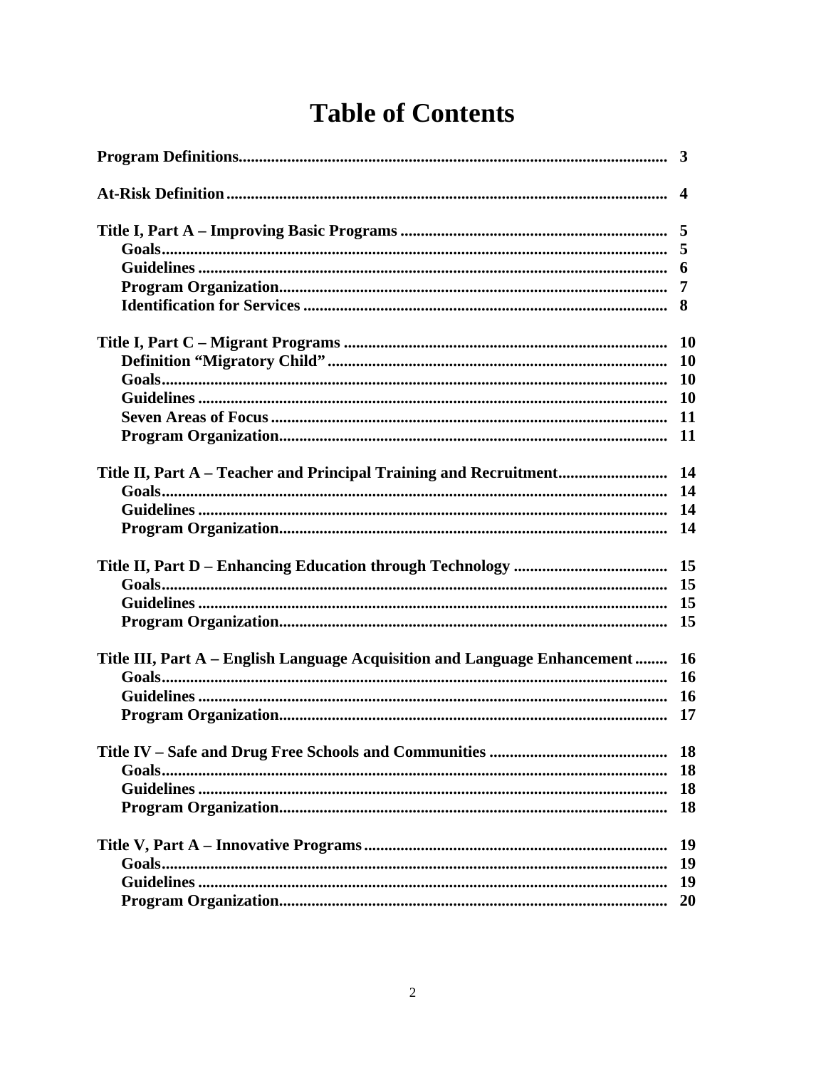# Table of Contents

| | |
|---|---|
| **Program Definitions** | **3** |
| **At-Risk Definition** | **4** |
| **Title I, Part A – Improving Basic Programs** | **5** |
| **Goals** | **5** |
| **Guidelines** | **6** |
| **Program Organization** | **7** |
| **Identification for Services** | **8** |
| **Title I, Part C – Migrant Programs** | **10** |
| **Definition "Migratory Child"** | **10** |
| **Goals** | **10** |
| **Guidelines** | **10** |
| **Seven Areas of Focus** | **11** |
| **Program Organization** | **11** |
| **Title II, Part A – Teacher and Principal Training and Recruitment** | **14** |
| **Goals** | **14** |
| **Guidelines** | **14** |
| **Program Organization** | **14** |
| **Title II, Part D – Enhancing Education through Technology** | **15** |
| **Goals** | **15** |
| **Guidelines** | **15** |
| **Program Organization** | **15** |
| **Title III, Part A – English Language Acquisition and Language Enhancement** | **16** |
| **Goals** | **16** |
| **Guidelines** | **16** |
| **Program Organization** | **17** |
| **Title IV – Safe and Drug Free Schools and Communities** | **18** |
| **Goals** | **18** |
| **Guidelines** | **18** |
| **Program Organization** | **18** |
| **Title V, Part A – Innovative Programs** | **19** |
| **Goals** | **19** |
| **Guidelines** | **19** |
| **Program Organization** | **20** |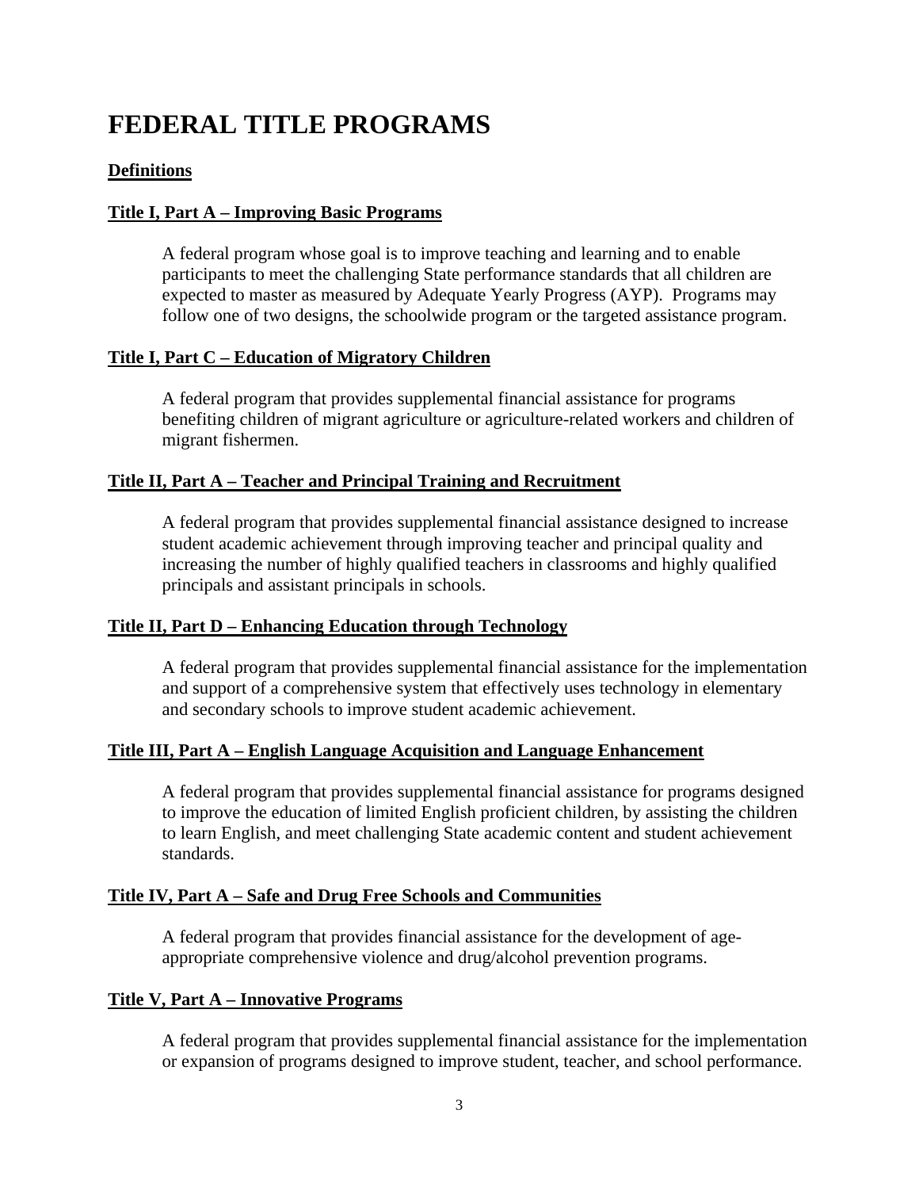# FEDERAL TITLE PROGRAMS

**Definitions**

**Title I, Part A – Improving Basic Programs**

A federal program whose goal is to improve teaching and learning and to enable participants to meet the challenging State performance standards that all children are expected to master as measured by Adequate Yearly Progress (AYP). Programs may follow one of two designs, the schoolwide program or the targeted assistance program.

**Title I, Part C – Education of Migratory Children**

A federal program that provides supplemental financial assistance for programs benefiting children of migrant agriculture or agriculture-related workers and children of migrant fishermen.

**Title II, Part A – Teacher and Principal Training and Recruitment**

A federal program that provides supplemental financial assistance designed to increase student academic achievement through improving teacher and principal quality and increasing the number of highly qualified teachers in classrooms and highly qualified principals and assistant principals in schools.

**Title II, Part D – Enhancing Education through Technology**

A federal program that provides supplemental financial assistance for the implementation and support of a comprehensive system that effectively uses technology in elementary and secondary schools to improve student academic achievement.

**Title III, Part A – English Language Acquisition and Language Enhancement**

A federal program that provides supplemental financial assistance for programs designed to improve the education of limited English proficient children, by assisting the children to learn English, and meet challenging State academic content and student achievement standards.

**Title IV, Part A – Safe and Drug Free Schools and Communities**

A federal program that provides financial assistance for the development of age-appropriate comprehensive violence and drug/alcohol prevention programs.

**Title V, Part A – Innovative Programs**

A federal program that provides supplemental financial assistance for the implementation or expansion of programs designed to improve student, teacher, and school performance.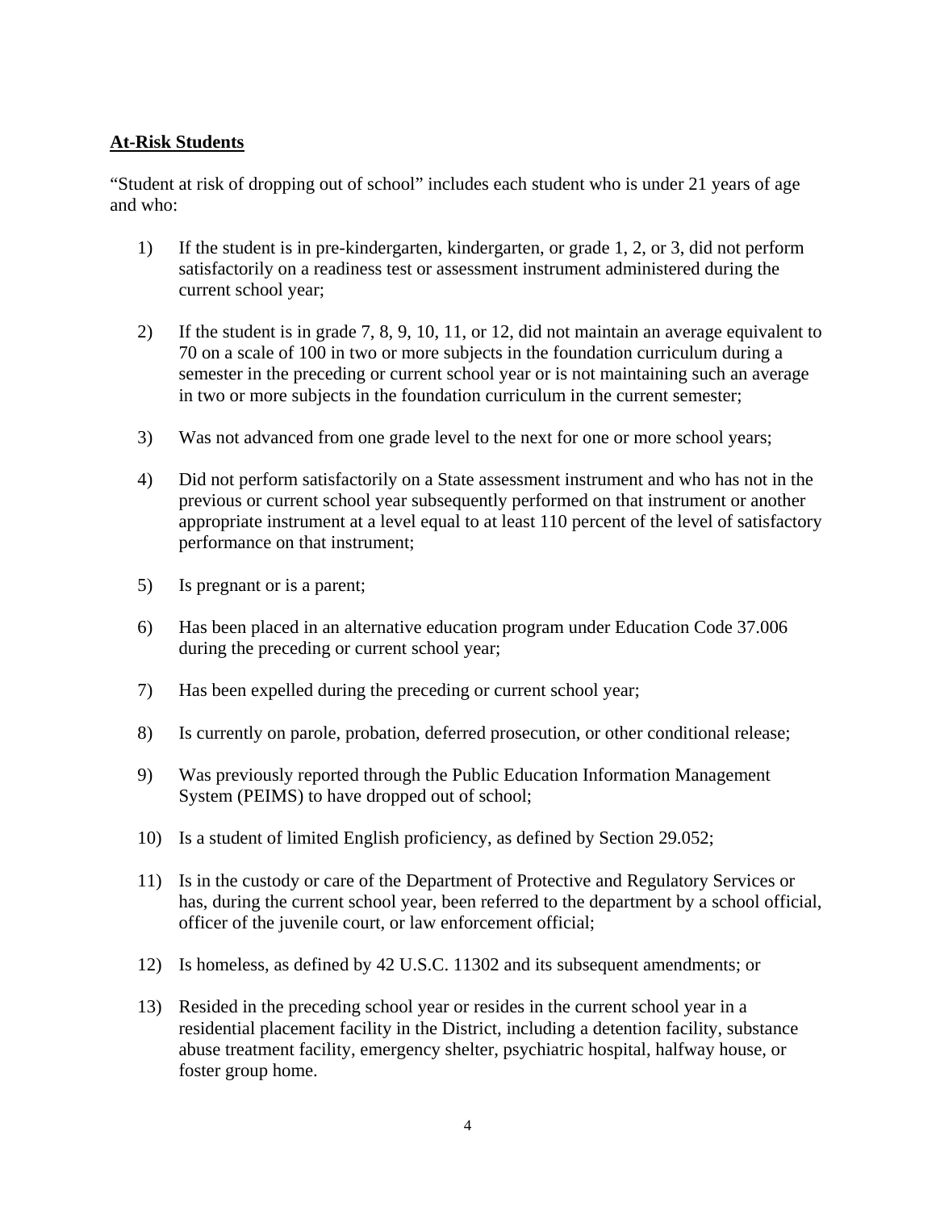## At-Risk Students

"Student at risk of dropping out of school" includes each student who is under 21 years of age and who:

1) If the student is in pre-kindergarten, kindergarten, or grade 1, 2, or 3, did not perform satisfactorily on a readiness test or assessment instrument administered during the current school year;

2) If the student is in grade 7, 8, 9, 10, 11, or 12, did not maintain an average equivalent to 70 on a scale of 100 in two or more subjects in the foundation curriculum during a semester in the preceding or current school year or is not maintaining such an average in two or more subjects in the foundation curriculum in the current semester;

3) Was not advanced from one grade level to the next for one or more school years;

4) Did not perform satisfactorily on a State assessment instrument and who has not in the previous or current school year subsequently performed on that instrument or another appropriate instrument at a level equal to at least 110 percent of the level of satisfactory performance on that instrument;

5) Is pregnant or is a parent;

6) Has been placed in an alternative education program under Education Code 37.006 during the preceding or current school year;

7) Has been expelled during the preceding or current school year;

8) Is currently on parole, probation, deferred prosecution, or other conditional release;

9) Was previously reported through the Public Education Information Management System (PEIMS) to have dropped out of school;

10) Is a student of limited English proficiency, as defined by Section 29.052;

11) Is in the custody or care of the Department of Protective and Regulatory Services or has, during the current school year, been referred to the department by a school official, officer of the juvenile court, or law enforcement official;

12) Is homeless, as defined by 42 U.S.C. 11302 and its subsequent amendments; or

13) Resided in the preceding school year or resides in the current school year in a residential placement facility in the District, including a detention facility, substance abuse treatment facility, emergency shelter, psychiatric hospital, halfway house, or foster group home.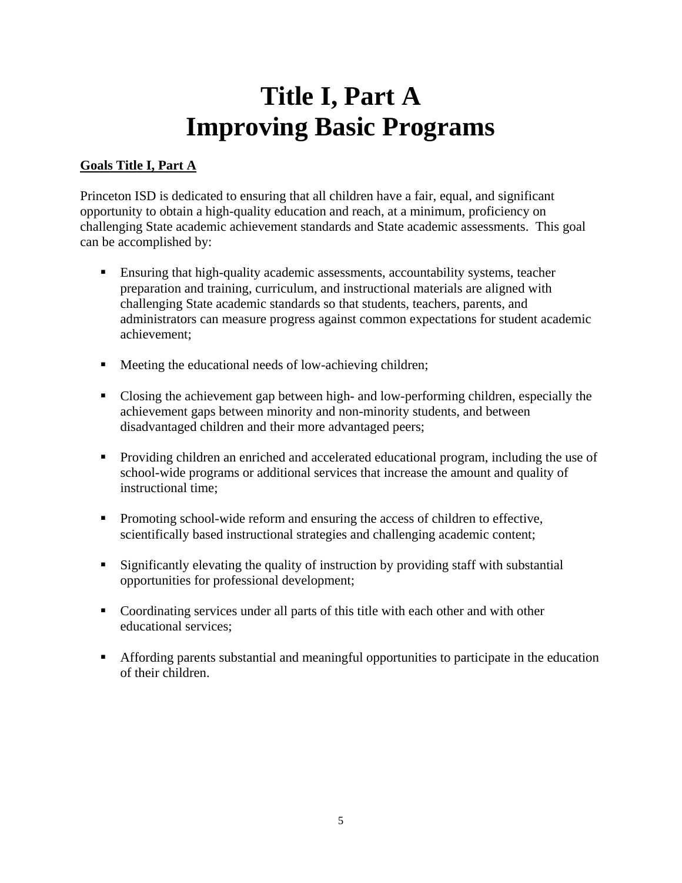# Title I, Part A
# Improving Basic Programs

**Goals Title I, Part A**

Princeton ISD is dedicated to ensuring that all children have a fair, equal, and significant opportunity to obtain a high-quality education and reach, at a minimum, proficiency on challenging State academic achievement standards and State academic assessments. This goal can be accomplished by:

- Ensuring that high-quality academic assessments, accountability systems, teacher preparation and training, curriculum, and instructional materials are aligned with challenging State academic standards so that students, teachers, parents, and administrators can measure progress against common expectations for student academic achievement;

- Meeting the educational needs of low-achieving children;

- Closing the achievement gap between high- and low-performing children, especially the achievement gaps between minority and non-minority students, and between disadvantaged children and their more advantaged peers;

- Providing children an enriched and accelerated educational program, including the use of school-wide programs or additional services that increase the amount and quality of instructional time;

- Promoting school-wide reform and ensuring the access of children to effective, scientifically based instructional strategies and challenging academic content;

- Significantly elevating the quality of instruction by providing staff with substantial opportunities for professional development;

- Coordinating services under all parts of this title with each other and with other educational services;

- Affording parents substantial and meaningful opportunities to participate in the education of their children.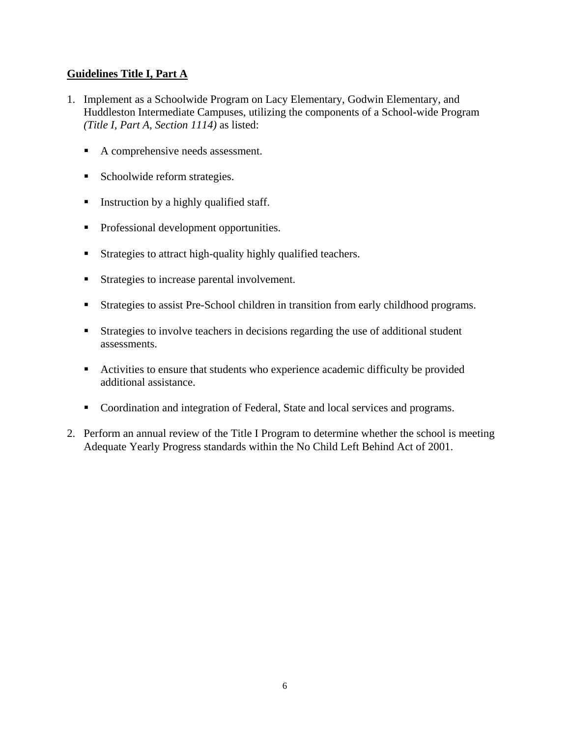**Guidelines Title I, Part A**

1. Implement as a Schoolwide Program on Lacy Elementary, Godwin Elementary, and Huddleston Intermediate Campuses, utilizing the components of a School-wide Program *(Title I, Part A, Section 1114)* as listed:

   - A comprehensive needs assessment.
   - Schoolwide reform strategies.
   - Instruction by a highly qualified staff.
   - Professional development opportunities.
   - Strategies to attract high-quality highly qualified teachers.
   - Strategies to increase parental involvement.
   - Strategies to assist Pre-School children in transition from early childhood programs.
   - Strategies to involve teachers in decisions regarding the use of additional student assessments.
   - Activities to ensure that students who experience academic difficulty be provided additional assistance.
   - Coordination and integration of Federal, State and local services and programs.

2. Perform an annual review of the Title I Program to determine whether the school is meeting Adequate Yearly Progress standards within the No Child Left Behind Act of 2001.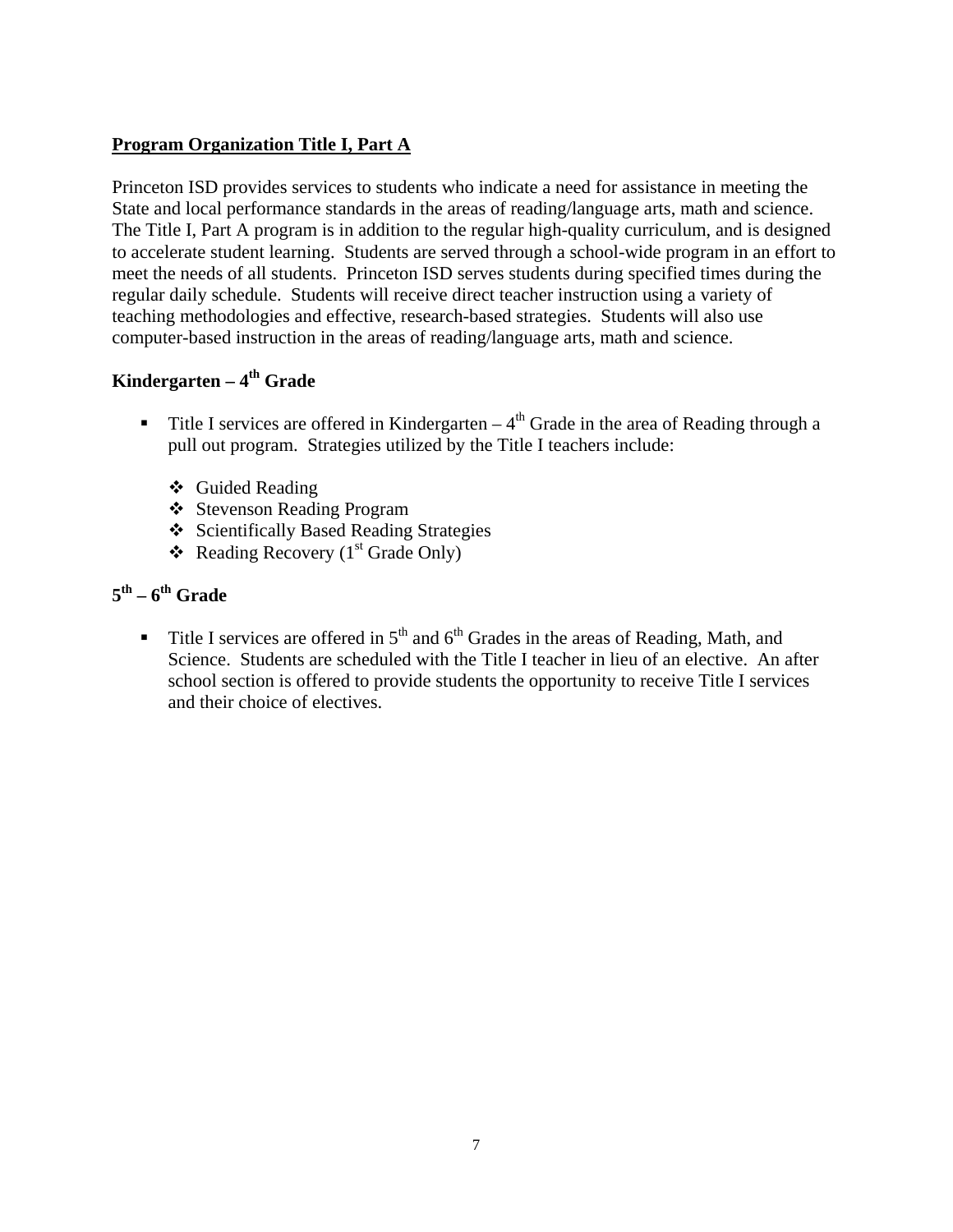**Program Organization Title I, Part A**

Princeton ISD provides services to students who indicate a need for assistance in meeting the State and local performance standards in the areas of reading/language arts, math and science. The Title I, Part A program is in addition to the regular high-quality curriculum, and is designed to accelerate student learning. Students are served through a school-wide program in an effort to meet the needs of all students. Princeton ISD serves students during specified times during the regular daily schedule. Students will receive direct teacher instruction using a variety of teaching methodologies and effective, research-based strategies. Students will also use computer-based instruction in the areas of reading/language arts, math and science.

**Kindergarten – 4th Grade**

- Title I services are offered in Kindergarten – 4th Grade in the area of Reading through a pull out program. Strategies utilized by the Title I teachers include:

  - Guided Reading
  - Stevenson Reading Program
  - Scientifically Based Reading Strategies
  - Reading Recovery (1st Grade Only)

**5th – 6th Grade**

- Title I services are offered in 5th and 6th Grades in the areas of Reading, Math, and Science. Students are scheduled with the Title I teacher in lieu of an elective. An after school section is offered to provide students the opportunity to receive Title I services and their choice of electives.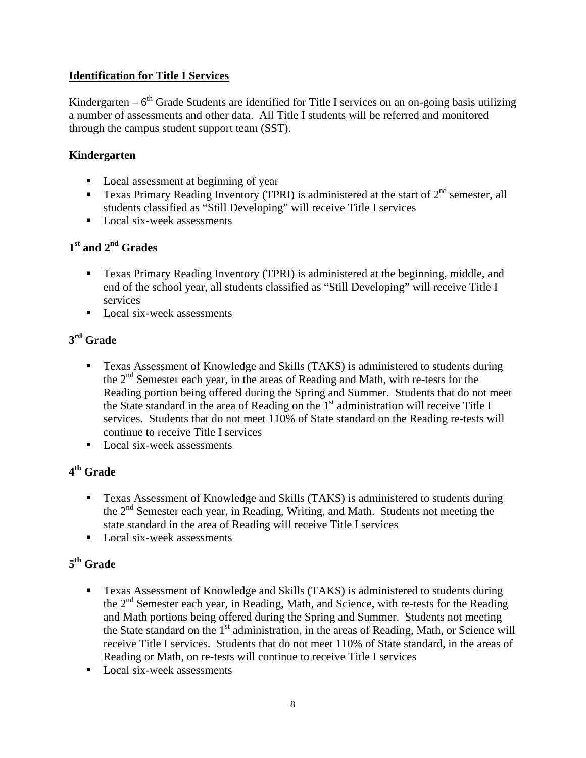## Identification for Title I Services

Kindergarten – $6^{th}$ Grade Students are identified for Title I services on an on-going basis utilizing a number of assessments and other data. All Title I students will be referred and monitored through the campus student support team (SST).

### Kindergarten

- Local assessment at beginning of year
- Texas Primary Reading Inventory (TPRI) is administered at the start of $2^{nd}$ semester, all students classified as "Still Developing" will receive Title I services
- Local six-week assessments

### $1^{st}$ and $2^{nd}$ Grades

- Texas Primary Reading Inventory (TPRI) is administered at the beginning, middle, and end of the school year, all students classified as "Still Developing" will receive Title I services
- Local six-week assessments

### $3^{rd}$ Grade

- Texas Assessment of Knowledge and Skills (TAKS) is administered to students during the $2^{nd}$ Semester each year, in the areas of Reading and Math, with re-tests for the Reading portion being offered during the Spring and Summer. Students that do not meet the State standard in the area of Reading on the $1^{st}$ administration will receive Title I services. Students that do not meet 110% of State standard on the Reading re-tests will continue to receive Title I services
- Local six-week assessments

### $4^{th}$ Grade

- Texas Assessment of Knowledge and Skills (TAKS) is administered to students during the $2^{nd}$ Semester each year, in Reading, Writing, and Math. Students not meeting the state standard in the area of Reading will receive Title I services
- Local six-week assessments

### $5^{th}$ Grade

- Texas Assessment of Knowledge and Skills (TAKS) is administered to students during the $2^{nd}$ Semester each year, in Reading, Math, and Science, with re-tests for the Reading and Math portions being offered during the Spring and Summer. Students not meeting the State standard on the $1^{st}$ administration, in the areas of Reading, Math, or Science will receive Title I services. Students that do not meet 110% of State standard, in the areas of Reading or Math, on re-tests will continue to receive Title I services
- Local six-week assessments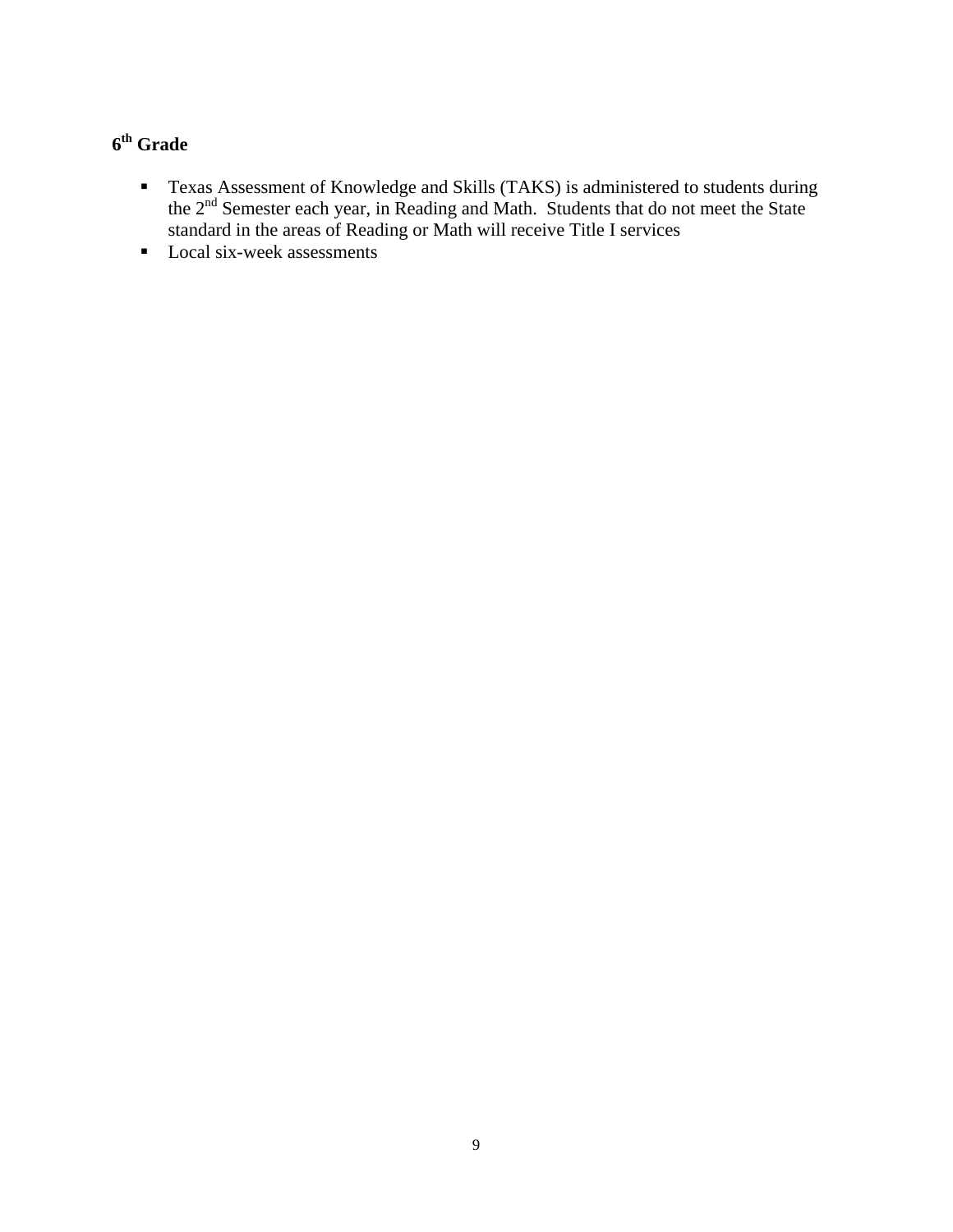**6th Grade**

- Texas Assessment of Knowledge and Skills (TAKS) is administered to students during the 2nd Semester each year, in Reading and Math. Students that do not meet the State standard in the areas of Reading or Math will receive Title I services
- Local six-week assessments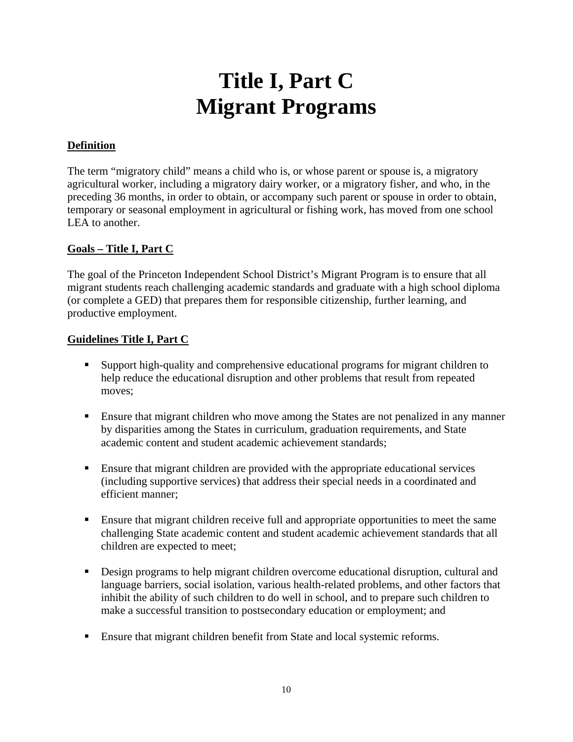# Title I, Part C
# Migrant Programs

**Definition**

The term "migratory child" means a child who is, or whose parent or spouse is, a migratory agricultural worker, including a migratory dairy worker, or a migratory fisher, and who, in the preceding 36 months, in order to obtain, or accompany such parent or spouse in order to obtain, temporary or seasonal employment in agricultural or fishing work, has moved from one school LEA to another.

**Goals – Title I, Part C**

The goal of the Princeton Independent School District's Migrant Program is to ensure that all migrant students reach challenging academic standards and graduate with a high school diploma (or complete a GED) that prepares them for responsible citizenship, further learning, and productive employment.

**Guidelines Title I, Part C**

- Support high-quality and comprehensive educational programs for migrant children to help reduce the educational disruption and other problems that result from repeated moves;
- Ensure that migrant children who move among the States are not penalized in any manner by disparities among the States in curriculum, graduation requirements, and State academic content and student academic achievement standards;
- Ensure that migrant children are provided with the appropriate educational services (including supportive services) that address their special needs in a coordinated and efficient manner;
- Ensure that migrant children receive full and appropriate opportunities to meet the same challenging State academic content and student academic achievement standards that all children are expected to meet;
- Design programs to help migrant children overcome educational disruption, cultural and language barriers, social isolation, various health-related problems, and other factors that inhibit the ability of such children to do well in school, and to prepare such children to make a successful transition to postsecondary education or employment; and
- Ensure that migrant children benefit from State and local systemic reforms.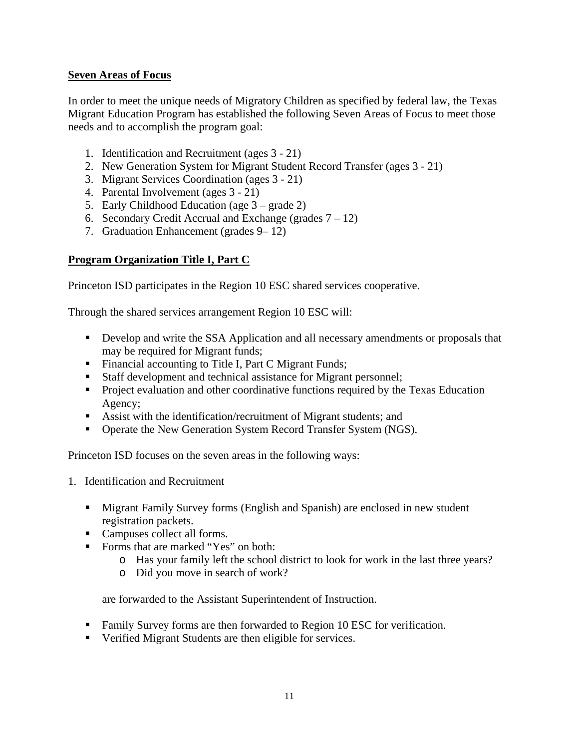**Seven Areas of Focus**

In order to meet the unique needs of Migratory Children as specified by federal law, the Texas Migrant Education Program has established the following Seven Areas of Focus to meet those needs and to accomplish the program goal:

1. Identification and Recruitment (ages 3 - 21)
2. New Generation System for Migrant Student Record Transfer (ages 3 - 21)
3. Migrant Services Coordination (ages 3 - 21)
4. Parental Involvement (ages 3 - 21)
5. Early Childhood Education (age 3 – grade 2)
6. Secondary Credit Accrual and Exchange (grades 7 – 12)
7. Graduation Enhancement (grades 9– 12)

**Program Organization Title I, Part C**

Princeton ISD participates in the Region 10 ESC shared services cooperative.

Through the shared services arrangement Region 10 ESC will:

- Develop and write the SSA Application and all necessary amendments or proposals that may be required for Migrant funds;
- Financial accounting to Title I, Part C Migrant Funds;
- Staff development and technical assistance for Migrant personnel;
- Project evaluation and other coordinative functions required by the Texas Education Agency;
- Assist with the identification/recruitment of Migrant students; and
- Operate the New Generation System Record Transfer System (NGS).

Princeton ISD focuses on the seven areas in the following ways:

1. Identification and Recruitment

   - Migrant Family Survey forms (English and Spanish) are enclosed in new student registration packets.
   - Campuses collect all forms.
   - Forms that are marked "Yes" on both:
     - Has your family left the school district to look for work in the last three years?
     - Did you move in search of work?

     are forwarded to the Assistant Superintendent of Instruction.

   - Family Survey forms are then forwarded to Region 10 ESC for verification.
   - Verified Migrant Students are then eligible for services.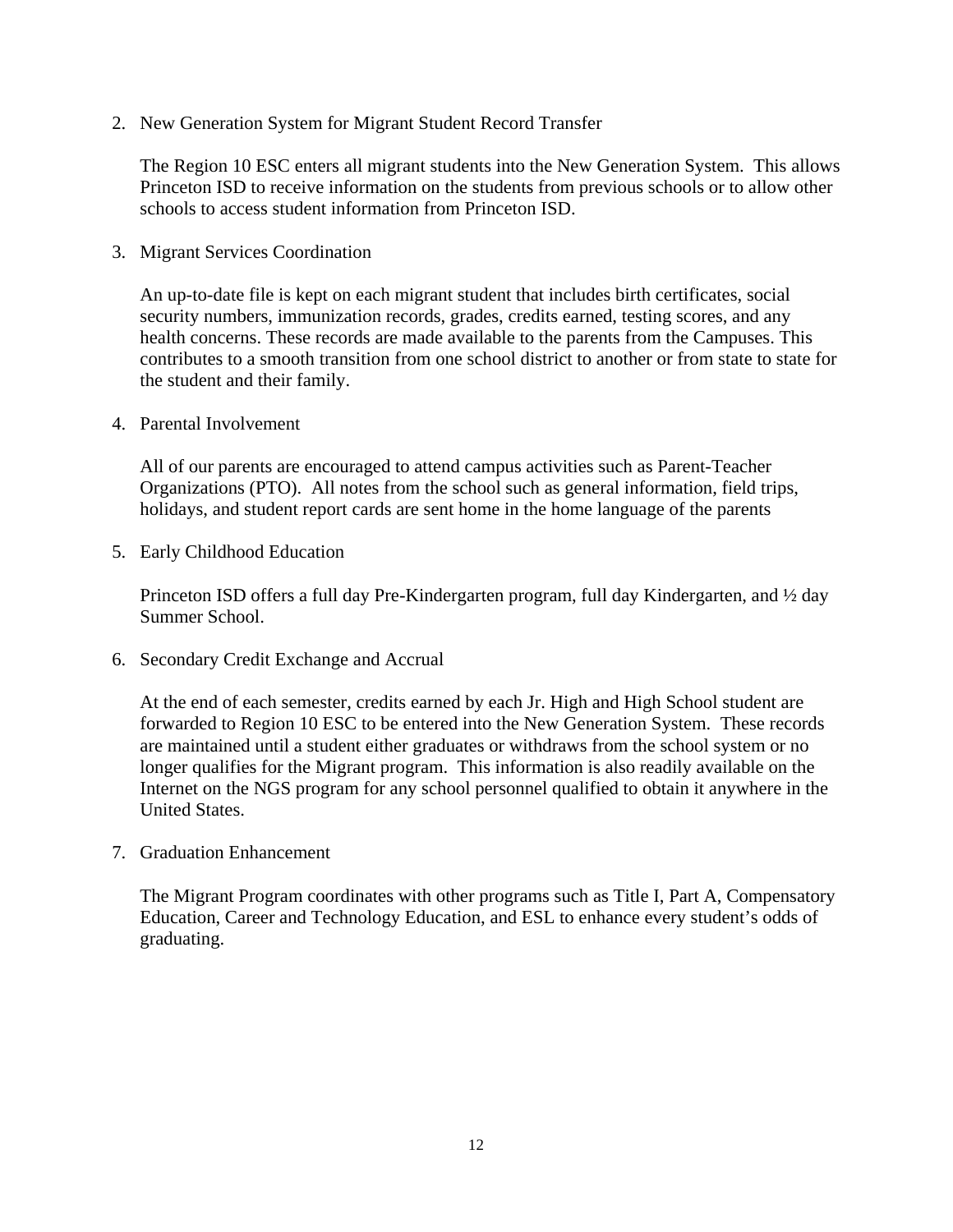2. New Generation System for Migrant Student Record Transfer

   The Region 10 ESC enters all migrant students into the New Generation System. This allows Princeton ISD to receive information on the students from previous schools or to allow other schools to access student information from Princeton ISD.

3. Migrant Services Coordination

   An up-to-date file is kept on each migrant student that includes birth certificates, social security numbers, immunization records, grades, credits earned, testing scores, and any health concerns. These records are made available to the parents from the Campuses. This contributes to a smooth transition from one school district to another or from state to state for the student and their family.

4. Parental Involvement

   All of our parents are encouraged to attend campus activities such as Parent-Teacher Organizations (PTO). All notes from the school such as general information, field trips, holidays, and student report cards are sent home in the home language of the parents

5. Early Childhood Education

   Princeton ISD offers a full day Pre-Kindergarten program, full day Kindergarten, and ½ day Summer School.

6. Secondary Credit Exchange and Accrual

   At the end of each semester, credits earned by each Jr. High and High School student are forwarded to Region 10 ESC to be entered into the New Generation System. These records are maintained until a student either graduates or withdraws from the school system or no longer qualifies for the Migrant program. This information is also readily available on the Internet on the NGS program for any school personnel qualified to obtain it anywhere in the United States.

7. Graduation Enhancement

   The Migrant Program coordinates with other programs such as Title I, Part A, Compensatory Education, Career and Technology Education, and ESL to enhance every student's odds of graduating.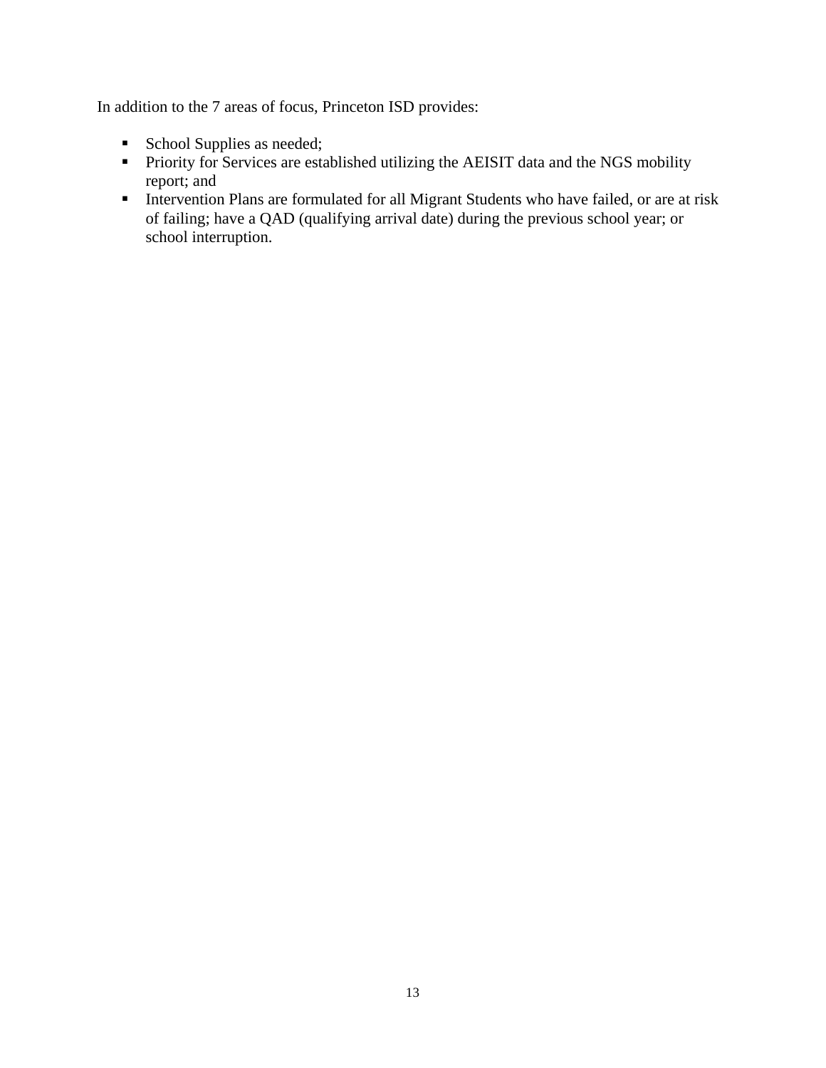In addition to the 7 areas of focus, Princeton ISD provides:

- School Supplies as needed;
- Priority for Services are established utilizing the AEISIT data and the NGS mobility report; and
- Intervention Plans are formulated for all Migrant Students who have failed, or are at risk of failing; have a QAD (qualifying arrival date) during the previous school year; or school interruption.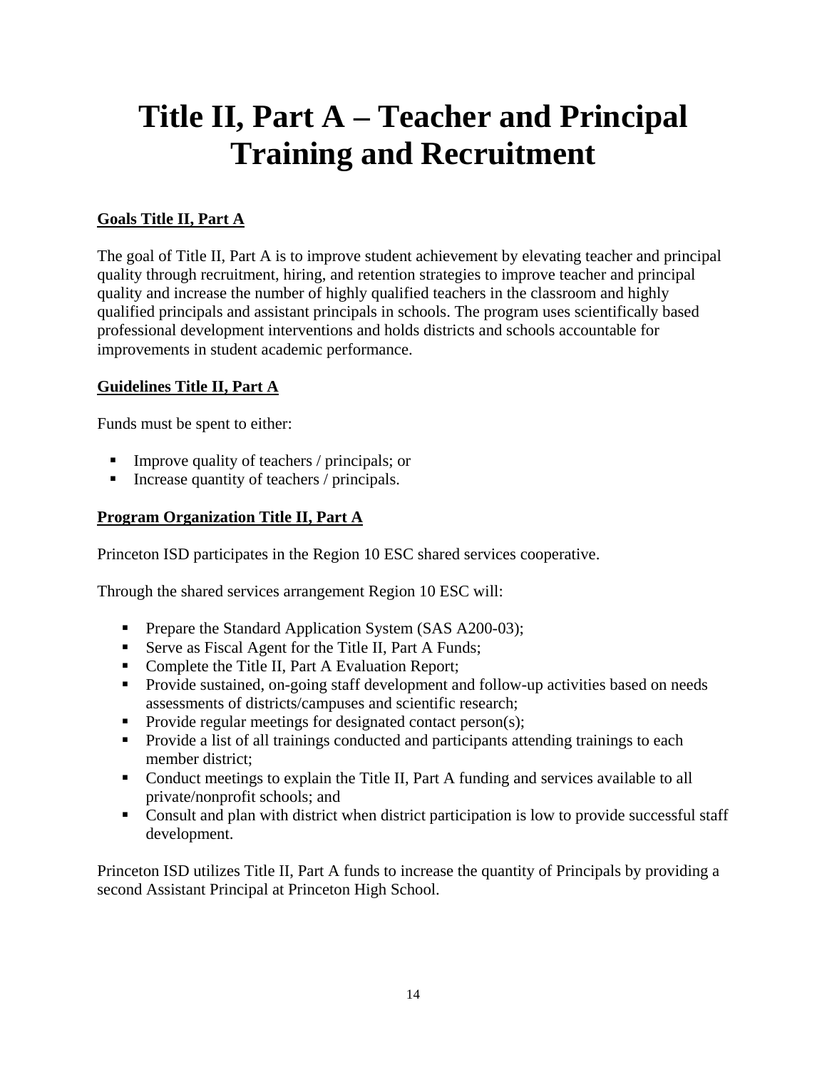# Title II, Part A – Teacher and Principal Training and Recruitment

**Goals Title II, Part A**

The goal of Title II, Part A is to improve student achievement by elevating teacher and principal quality through recruitment, hiring, and retention strategies to improve teacher and principal quality and increase the number of highly qualified teachers in the classroom and highly qualified principals and assistant principals in schools. The program uses scientifically based professional development interventions and holds districts and schools accountable for improvements in student academic performance.

**Guidelines Title II, Part A**

Funds must be spent to either:

- Improve quality of teachers / principals; or
- Increase quantity of teachers / principals.

**Program Organization Title II, Part A**

Princeton ISD participates in the Region 10 ESC shared services cooperative.

Through the shared services arrangement Region 10 ESC will:

- Prepare the Standard Application System (SAS A200-03);
- Serve as Fiscal Agent for the Title II, Part A Funds;
- Complete the Title II, Part A Evaluation Report;
- Provide sustained, on-going staff development and follow-up activities based on needs assessments of districts/campuses and scientific research;
- Provide regular meetings for designated contact person(s);
- Provide a list of all trainings conducted and participants attending trainings to each member district;
- Conduct meetings to explain the Title II, Part A funding and services available to all private/nonprofit schools; and
- Consult and plan with district when district participation is low to provide successful staff development.

Princeton ISD utilizes Title II, Part A funds to increase the quantity of Principals by providing a second Assistant Principal at Princeton High School.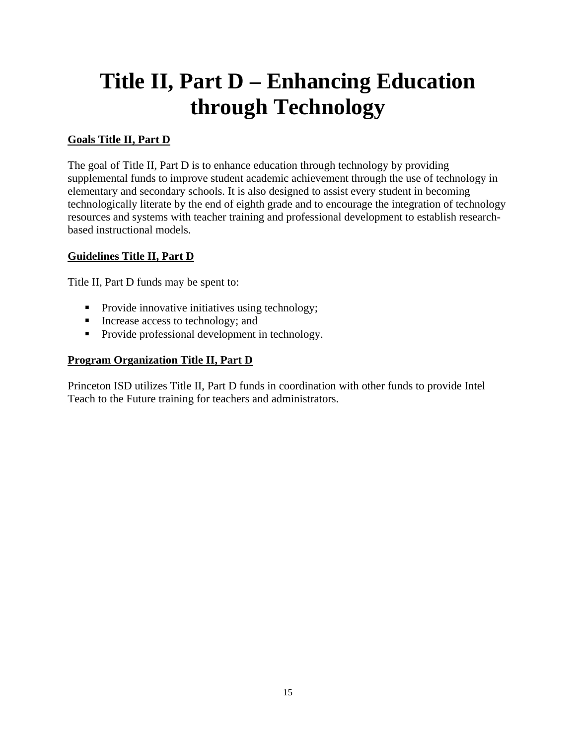# Title II, Part D – Enhancing Education through Technology

**Goals Title II, Part D**

The goal of Title II, Part D is to enhance education through technology by providing supplemental funds to improve student academic achievement through the use of technology in elementary and secondary schools. It is also designed to assist every student in becoming technologically literate by the end of eighth grade and to encourage the integration of technology resources and systems with teacher training and professional development to establish research-based instructional models.

**Guidelines Title II, Part D**

Title II, Part D funds may be spent to:

- Provide innovative initiatives using technology;
- Increase access to technology; and
- Provide professional development in technology.

**Program Organization Title II, Part D**

Princeton ISD utilizes Title II, Part D funds in coordination with other funds to provide Intel Teach to the Future training for teachers and administrators.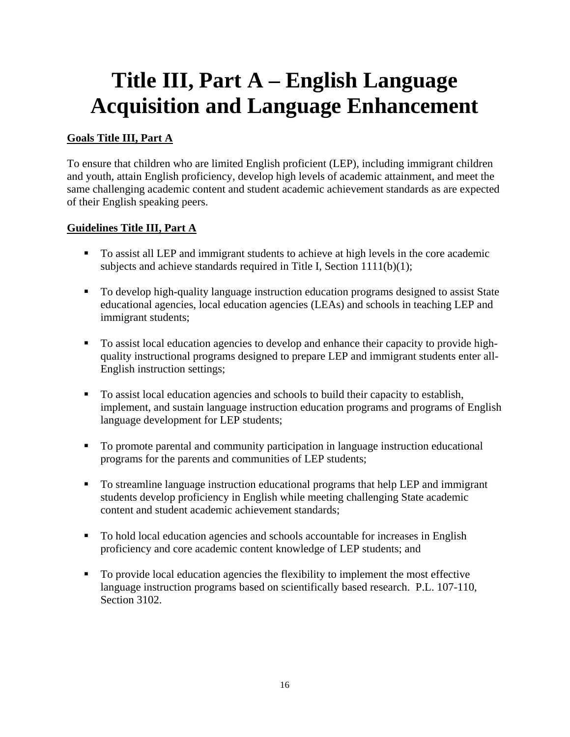# Title III, Part A – English Language Acquisition and Language Enhancement

**<u>Goals Title III, Part A</u>**

To ensure that children who are limited English proficient (LEP), including immigrant children and youth, attain English proficiency, develop high levels of academic attainment, and meet the same challenging academic content and student academic achievement standards as are expected of their English speaking peers.

**<u>Guidelines Title III, Part A</u>**

- To assist all LEP and immigrant students to achieve at high levels in the core academic subjects and achieve standards required in Title I, Section 1111(b)(1);
- To develop high-quality language instruction education programs designed to assist State educational agencies, local education agencies (LEAs) and schools in teaching LEP and immigrant students;
- To assist local education agencies to develop and enhance their capacity to provide high-quality instructional programs designed to prepare LEP and immigrant students enter all-English instruction settings;
- To assist local education agencies and schools to build their capacity to establish, implement, and sustain language instruction education programs and programs of English language development for LEP students;
- To promote parental and community participation in language instruction educational programs for the parents and communities of LEP students;
- To streamline language instruction educational programs that help LEP and immigrant students develop proficiency in English while meeting challenging State academic content and student academic achievement standards;
- To hold local education agencies and schools accountable for increases in English proficiency and core academic content knowledge of LEP students; and
- To provide local education agencies the flexibility to implement the most effective language instruction programs based on scientifically based research. P.L. 107-110, Section 3102.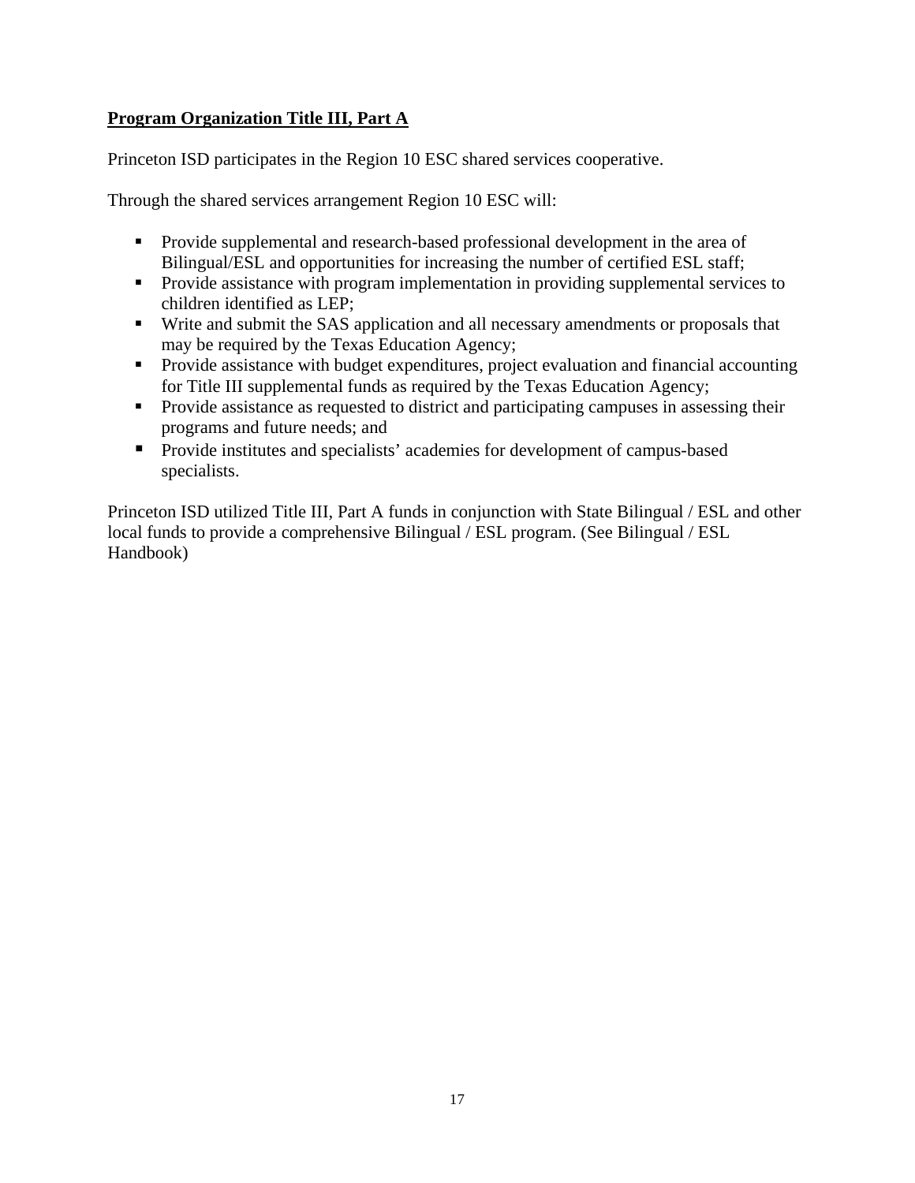**Program Organization Title III, Part A**

Princeton ISD participates in the Region 10 ESC shared services cooperative.

Through the shared services arrangement Region 10 ESC will:

- Provide supplemental and research-based professional development in the area of Bilingual/ESL and opportunities for increasing the number of certified ESL staff;
- Provide assistance with program implementation in providing supplemental services to children identified as LEP;
- Write and submit the SAS application and all necessary amendments or proposals that may be required by the Texas Education Agency;
- Provide assistance with budget expenditures, project evaluation and financial accounting for Title III supplemental funds as required by the Texas Education Agency;
- Provide assistance as requested to district and participating campuses in assessing their programs and future needs; and
- Provide institutes and specialists' academies for development of campus-based specialists.

Princeton ISD utilized Title III, Part A funds in conjunction with State Bilingual / ESL and other local funds to provide a comprehensive Bilingual / ESL program. (See Bilingual / ESL Handbook)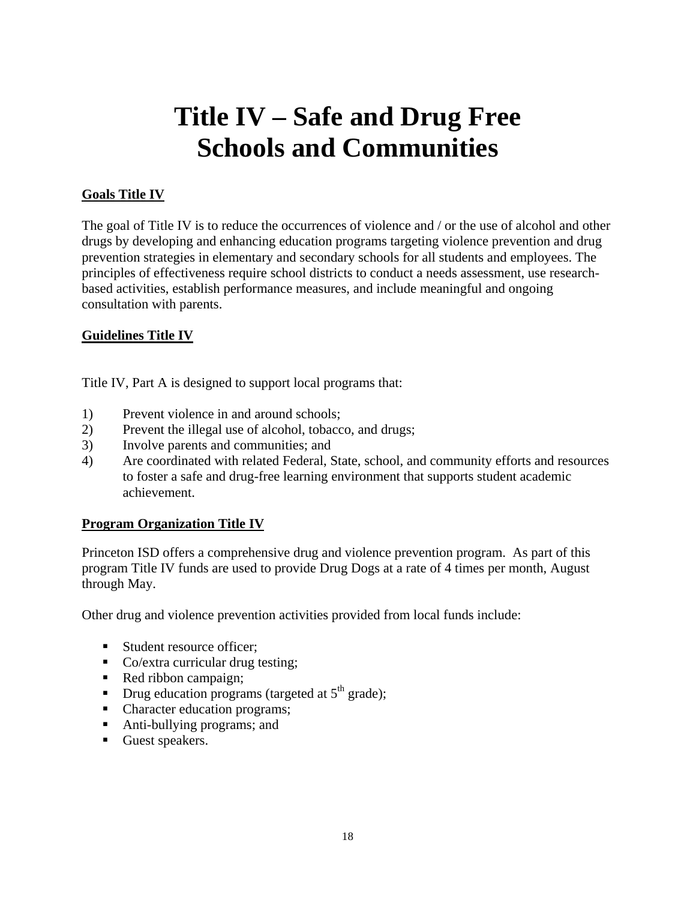# Title IV – Safe and Drug Free Schools and Communities

**Goals Title IV**

The goal of Title IV is to reduce the occurrences of violence and / or the use of alcohol and other drugs by developing and enhancing education programs targeting violence prevention and drug prevention strategies in elementary and secondary schools for all students and employees. The principles of effectiveness require school districts to conduct a needs assessment, use research-based activities, establish performance measures, and include meaningful and ongoing consultation with parents.

**Guidelines Title IV**

Title IV, Part A is designed to support local programs that:

1) Prevent violence in and around schools;
2) Prevent the illegal use of alcohol, tobacco, and drugs;
3) Involve parents and communities; and
4) Are coordinated with related Federal, State, school, and community efforts and resources to foster a safe and drug-free learning environment that supports student academic achievement.

**Program Organization Title IV**

Princeton ISD offers a comprehensive drug and violence prevention program. As part of this program Title IV funds are used to provide Drug Dogs at a rate of 4 times per month, August through May.

Other drug and violence prevention activities provided from local funds include:

- Student resource officer;
- Co/extra curricular drug testing;
- Red ribbon campaign;
- Drug education programs (targeted at 5th grade);
- Character education programs;
- Anti-bullying programs; and
- Guest speakers.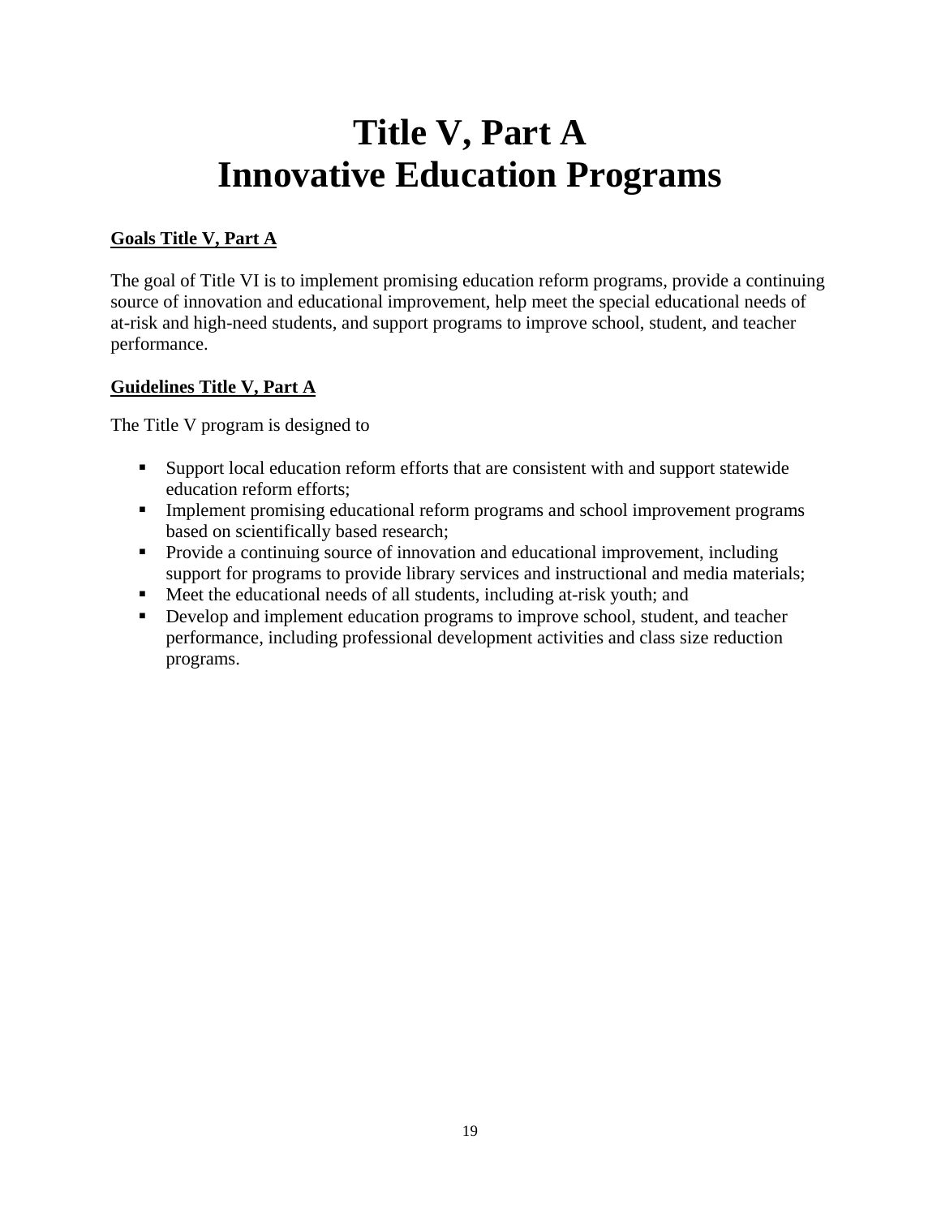# Title V, Part A
# Innovative Education Programs

**Goals Title V, Part A**

The goal of Title VI is to implement promising education reform programs, provide a continuing source of innovation and educational improvement, help meet the special educational needs of at-risk and high-need students, and support programs to improve school, student, and teacher performance.

**Guidelines Title V, Part A**

The Title V program is designed to

- Support local education reform efforts that are consistent with and support statewide education reform efforts;
- Implement promising educational reform programs and school improvement programs based on scientifically based research;
- Provide a continuing source of innovation and educational improvement, including support for programs to provide library services and instructional and media materials;
- Meet the educational needs of all students, including at-risk youth; and
- Develop and implement education programs to improve school, student, and teacher performance, including professional development activities and class size reduction programs.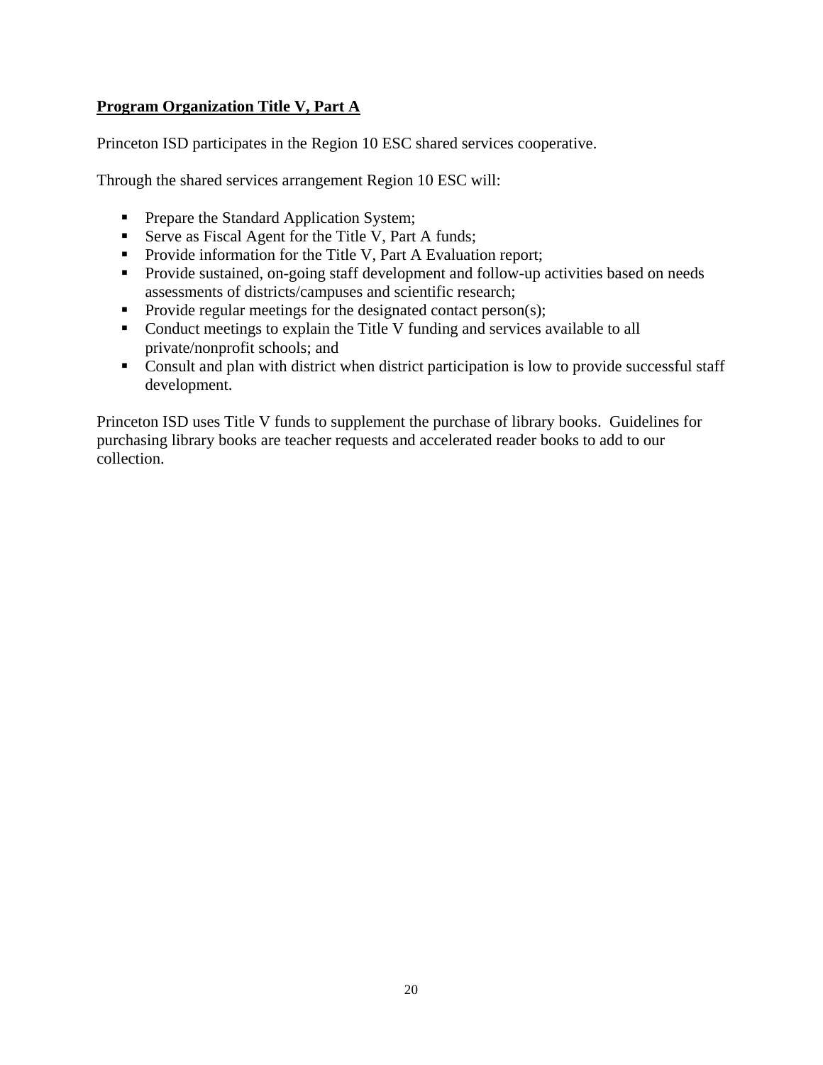**Program Organization Title V, Part A**

Princeton ISD participates in the Region 10 ESC shared services cooperative.

Through the shared services arrangement Region 10 ESC will:

- Prepare the Standard Application System;
- Serve as Fiscal Agent for the Title V, Part A funds;
- Provide information for the Title V, Part A Evaluation report;
- Provide sustained, on-going staff development and follow-up activities based on needs assessments of districts/campuses and scientific research;
- Provide regular meetings for the designated contact person(s);
- Conduct meetings to explain the Title V funding and services available to all private/nonprofit schools; and
- Consult and plan with district when district participation is low to provide successful staff development.

Princeton ISD uses Title V funds to supplement the purchase of library books. Guidelines for purchasing library books are teacher requests and accelerated reader books to add to our collection.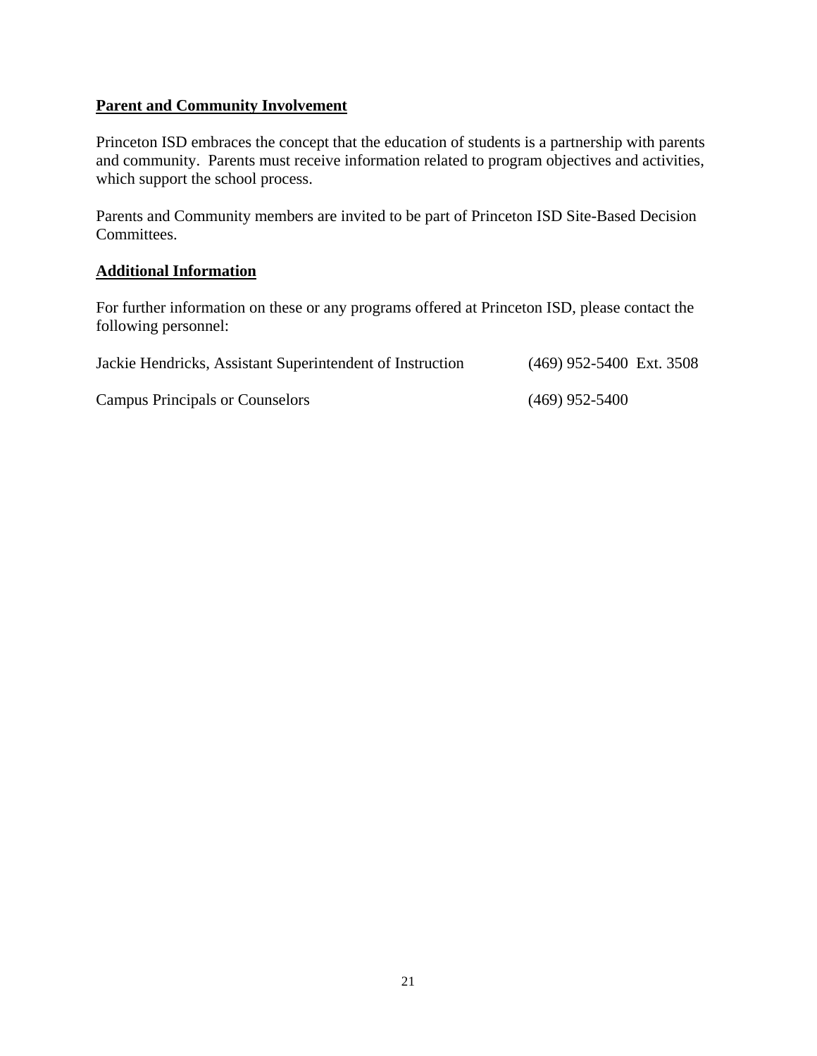**Parent and Community Involvement**

Princeton ISD embraces the concept that the education of students is a partnership with parents and community. Parents must receive information related to program objectives and activities, which support the school process.

Parents and Community members are invited to be part of Princeton ISD Site-Based Decision Committees.

**Additional Information**

For further information on these or any programs offered at Princeton ISD, please contact the following personnel:

| | |
|---|---|
| Jackie Hendricks, Assistant Superintendent of Instruction | (469) 952-5400 Ext. 3508 |
| Campus Principals or Counselors | (469) 952-5400 |